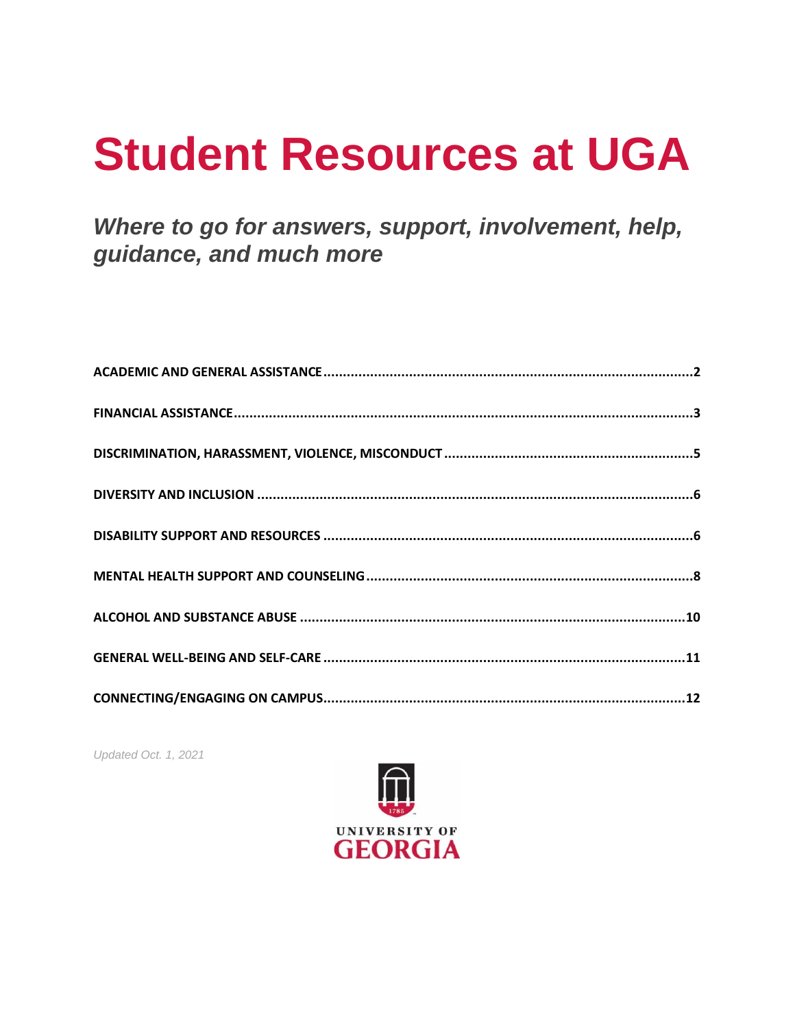# Student Resources at UGA

## *Where to go for answers, support, involvement, help, guidance, and much more*

**ACADEMIC AND GENERAL ASSISTANCE** .......... 2

**FINANCIAL ASSISTANCE** .......... 3

**DISCRIMINATION, HARASSMENT, VIOLENCE, MISCONDUCT** .......... 5

**DIVERSITY AND INCLUSION** .......... 6

**DISABILITY SUPPORT AND RESOURCES** .......... 6

**MENTAL HEALTH SUPPORT AND COUNSELING** .......... 8

**ALCOHOL AND SUBSTANCE ABUSE** .......... 10

**GENERAL WELL-BEING AND SELF-CARE** .......... 11

**CONNECTING/ENGAGING ON CAMPUS** .......... 12

*Updated Oct. 1, 2021*

UNIVERSITY OF GEORGIA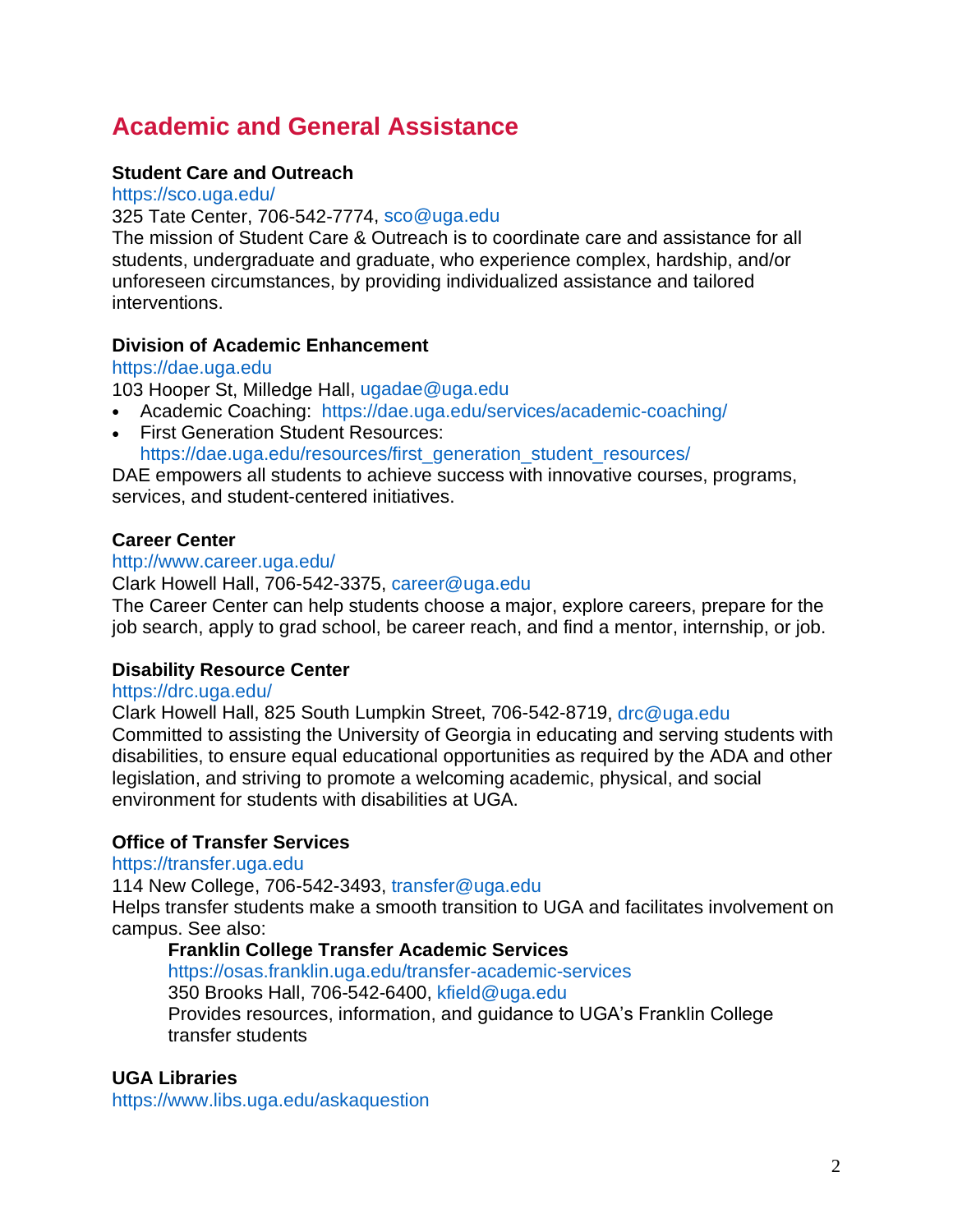# Academic and General Assistance

**Student Care and Outreach**
https://sco.uga.edu/
325 Tate Center, 706-542-7774, sco@uga.edu
The mission of Student Care & Outreach is to coordinate care and assistance for all students, undergraduate and graduate, who experience complex, hardship, and/or unforeseen circumstances, by providing individualized assistance and tailored interventions.

**Division of Academic Enhancement**
https://dae.uga.edu
103 Hooper St, Milledge Hall, ugadae@uga.edu

- Academic Coaching: https://dae.uga.edu/services/academic-coaching/
- First Generation Student Resources: https://dae.uga.edu/resources/first_generation_student_resources/

DAE empowers all students to achieve success with innovative courses, programs, services, and student-centered initiatives.

**Career Center**
http://www.career.uga.edu/
Clark Howell Hall, 706-542-3375, career@uga.edu
The Career Center can help students choose a major, explore careers, prepare for the job search, apply to grad school, be career reach, and find a mentor, internship, or job.

**Disability Resource Center**
https://drc.uga.edu/
Clark Howell Hall, 825 South Lumpkin Street, 706-542-8719, drc@uga.edu
Committed to assisting the University of Georgia in educating and serving students with disabilities, to ensure equal educational opportunities as required by the ADA and other legislation, and striving to promote a welcoming academic, physical, and social environment for students with disabilities at UGA.

**Office of Transfer Services**
https://transfer.uga.edu
114 New College, 706-542-3493, transfer@uga.edu
Helps transfer students make a smooth transition to UGA and facilitates involvement on campus. See also:

> **Franklin College Transfer Academic Services**
> https://osas.franklin.uga.edu/transfer-academic-services
> 350 Brooks Hall, 706-542-6400, kfield@uga.edu
> Provides resources, information, and guidance to UGA's Franklin College transfer students

**UGA Libraries**
https://www.libs.uga.edu/askaquestion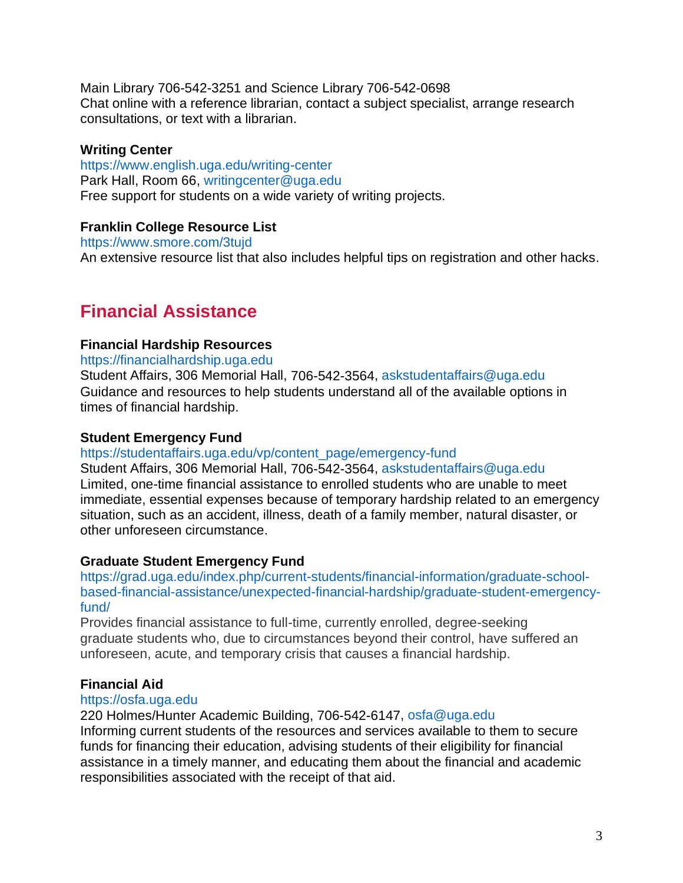Main Library 706-542-3251 and Science Library 706-542-0698
Chat online with a reference librarian, contact a subject specialist, arrange research consultations, or text with a librarian.

**Writing Center**
https://www.english.uga.edu/writing-center
Park Hall, Room 66, writingcenter@uga.edu
Free support for students on a wide variety of writing projects.

**Franklin College Resource List**
https://www.smore.com/3tujd
An extensive resource list that also includes helpful tips on registration and other hacks.

## Financial Assistance

**Financial Hardship Resources**
https://financialhardship.uga.edu
Student Affairs, 306 Memorial Hall, 706-542-3564, askstudentaffairs@uga.edu
Guidance and resources to help students understand all of the available options in times of financial hardship.

**Student Emergency Fund**
https://studentaffairs.uga.edu/vp/content_page/emergency-fund
Student Affairs, 306 Memorial Hall, 706-542-3564, askstudentaffairs@uga.edu
Limited, one-time financial assistance to enrolled students who are unable to meet immediate, essential expenses because of temporary hardship related to an emergency situation, such as an accident, illness, death of a family member, natural disaster, or other unforeseen circumstance.

**Graduate Student Emergency Fund**
https://grad.uga.edu/index.php/current-students/financial-information/graduate-school-based-financial-assistance/unexpected-financial-hardship/graduate-student-emergency-fund/
Provides financial assistance to full-time, currently enrolled, degree-seeking graduate students who, due to circumstances beyond their control, have suffered an unforeseen, acute, and temporary crisis that causes a financial hardship.

**Financial Aid**
https://osfa.uga.edu
220 Holmes/Hunter Academic Building, 706-542-6147, osfa@uga.edu
Informing current students of the resources and services available to them to secure funds for financing their education, advising students of their eligibility for financial assistance in a timely manner, and educating them about the financial and academic responsibilities associated with the receipt of that aid.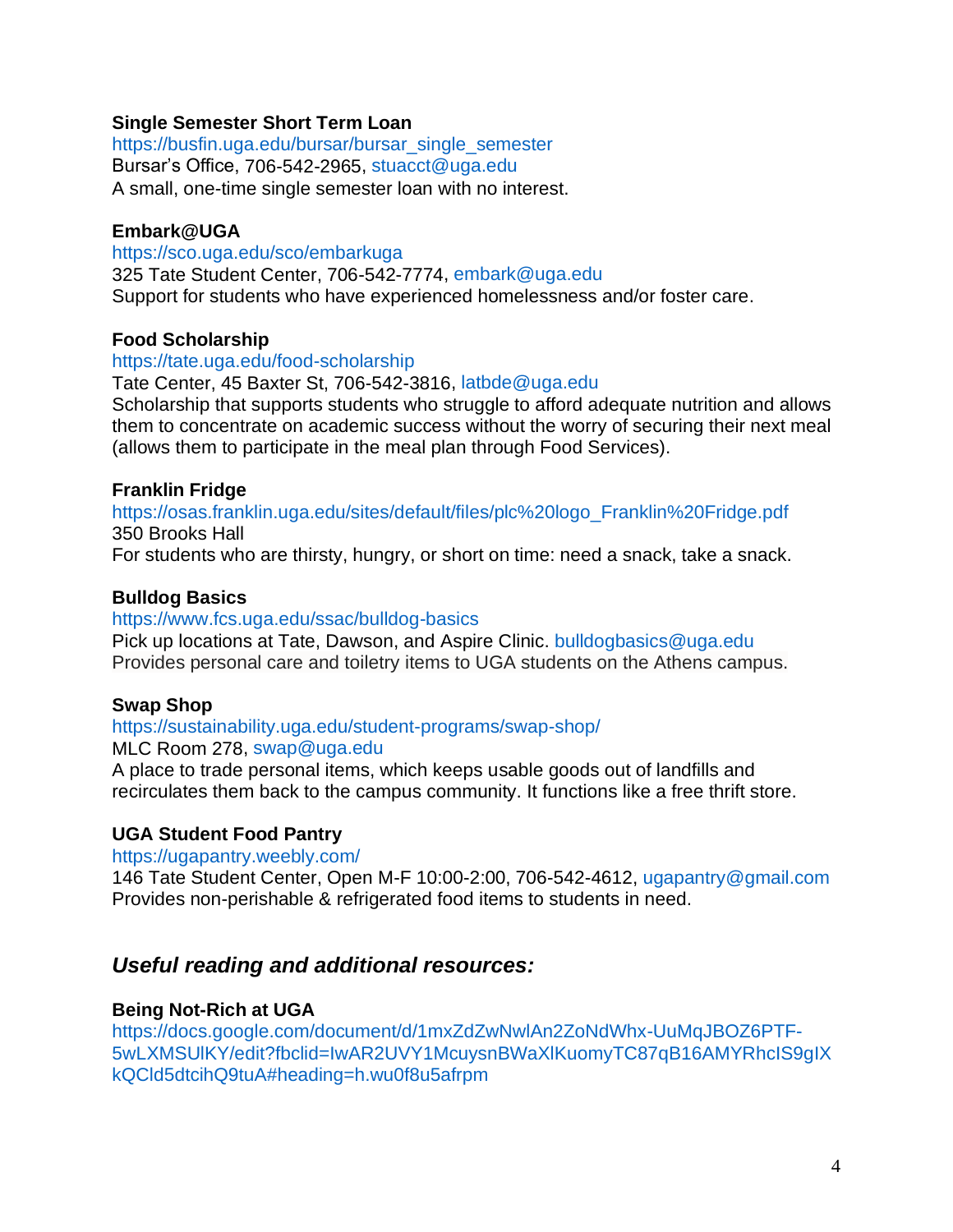**Single Semester Short Term Loan**
https://busfin.uga.edu/bursar/bursar_single_semester
Bursar's Office, 706-542-2965, stuacct@uga.edu
A small, one-time single semester loan with no interest.

**Embark@UGA**
https://sco.uga.edu/sco/embarkuga
325 Tate Student Center, 706-542-7774, embark@uga.edu
Support for students who have experienced homelessness and/or foster care.

**Food Scholarship**
https://tate.uga.edu/food-scholarship
Tate Center, 45 Baxter St, 706-542-3816, latbde@uga.edu
Scholarship that supports students who struggle to afford adequate nutrition and allows them to concentrate on academic success without the worry of securing their next meal (allows them to participate in the meal plan through Food Services).

**Franklin Fridge**
https://osas.franklin.uga.edu/sites/default/files/plc%20logo_Franklin%20Fridge.pdf
350 Brooks Hall
For students who are thirsty, hungry, or short on time: need a snack, take a snack.

**Bulldog Basics**
https://www.fcs.uga.edu/ssac/bulldog-basics
Pick up locations at Tate, Dawson, and Aspire Clinic. bulldogbasics@uga.edu
Provides personal care and toiletry items to UGA students on the Athens campus.

**Swap Shop**
https://sustainability.uga.edu/student-programs/swap-shop/
MLC Room 278, swap@uga.edu
A place to trade personal items, which keeps usable goods out of landfills and recirculates them back to the campus community. It functions like a free thrift store.

**UGA Student Food Pantry**
https://ugapantry.weebly.com/
146 Tate Student Center, Open M-F 10:00-2:00, 706-542-4612, ugapantry@gmail.com
Provides non-perishable & refrigerated food items to students in need.

## *Useful reading and additional resources:*

**Being Not-Rich at UGA**
https://docs.google.com/document/d/1mxZdZwNwlAn2ZoNdWhx-UuMqJBOZ6PTF-5wLXMSUlKY/edit?fbclid=IwAR2UVY1McuysnBWaXlKuomyTC87qB16AMYRhcIS9gIXkQCld5dtcihQ9tuA#heading=h.wu0f8u5afrpm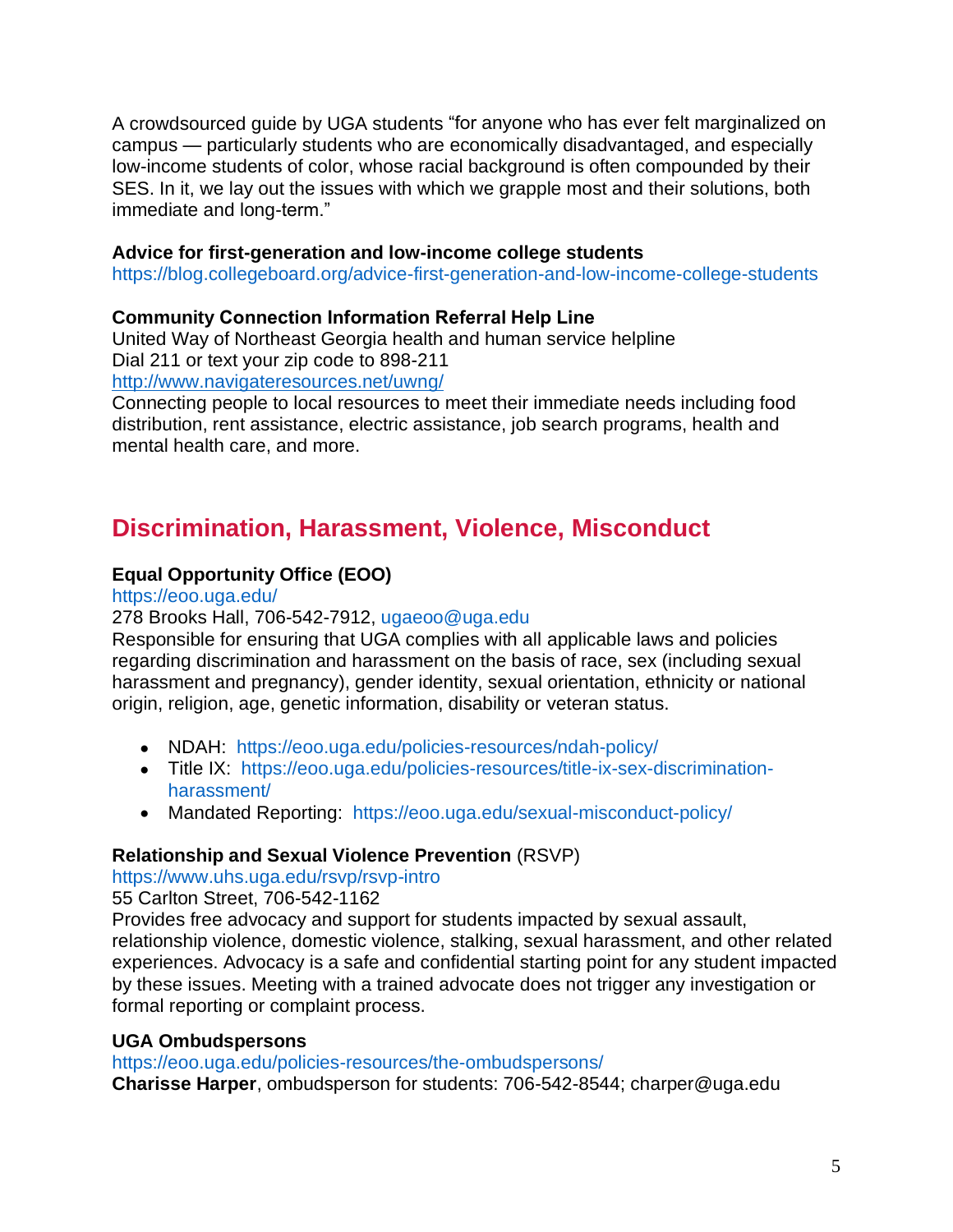A crowdsourced guide by UGA students "for anyone who has ever felt marginalized on campus — particularly students who are economically disadvantaged, and especially low-income students of color, whose racial background is often compounded by their SES. In it, we lay out the issues with which we grapple most and their solutions, both immediate and long-term."

**Advice for first-generation and low-income college students**
https://blog.collegeboard.org/advice-first-generation-and-low-income-college-students

**Community Connection Information Referral Help Line**
United Way of Northeast Georgia health and human service helpline
Dial 211 or text your zip code to 898-211
http://www.navigateresources.net/uwng/
Connecting people to local resources to meet their immediate needs including food distribution, rent assistance, electric assistance, job search programs, health and mental health care, and more.

## Discrimination, Harassment, Violence, Misconduct

**Equal Opportunity Office (EOO)**
https://eoo.uga.edu/
278 Brooks Hall, 706-542-7912, ugaeoo@uga.edu
Responsible for ensuring that UGA complies with all applicable laws and policies regarding discrimination and harassment on the basis of race, sex (including sexual harassment and pregnancy), gender identity, sexual orientation, ethnicity or national origin, religion, age, genetic information, disability or veteran status.

- NDAH: https://eoo.uga.edu/policies-resources/ndah-policy/
- Title IX: https://eoo.uga.edu/policies-resources/title-ix-sex-discrimination-harassment/
- Mandated Reporting: https://eoo.uga.edu/sexual-misconduct-policy/

**Relationship and Sexual Violence Prevention** (RSVP)
https://www.uhs.uga.edu/rsvp/rsvp-intro
55 Carlton Street, 706-542-1162
Provides free advocacy and support for students impacted by sexual assault, relationship violence, domestic violence, stalking, sexual harassment, and other related experiences. Advocacy is a safe and confidential starting point for any student impacted by these issues. Meeting with a trained advocate does not trigger any investigation or formal reporting or complaint process.

**UGA Ombudspersons**
https://eoo.uga.edu/policies-resources/the-ombudspersons/
**Charisse Harper**, ombudsperson for students: 706-542-8544; charper@uga.edu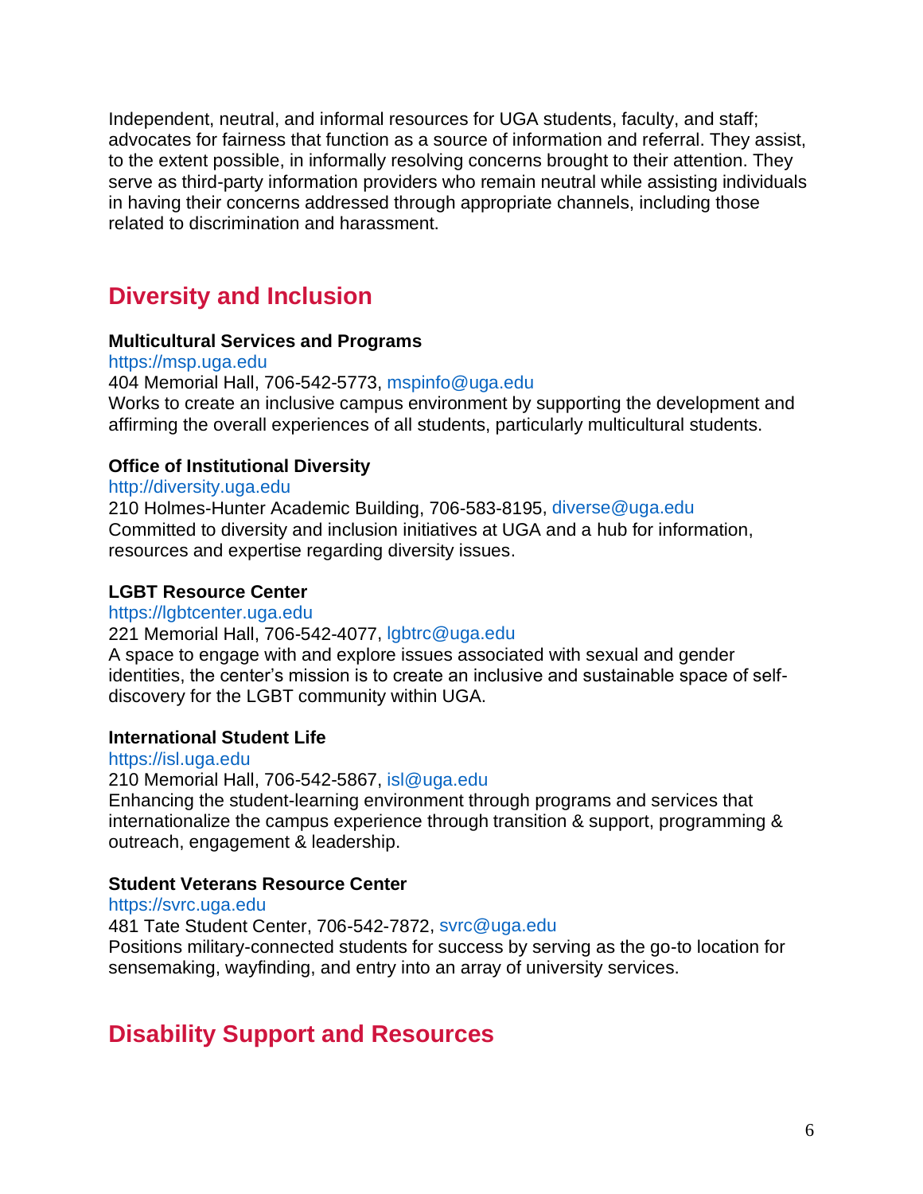Independent, neutral, and informal resources for UGA students, faculty, and staff; advocates for fairness that function as a source of information and referral. They assist, to the extent possible, in informally resolving concerns brought to their attention. They serve as third-party information providers who remain neutral while assisting individuals in having their concerns addressed through appropriate channels, including those related to discrimination and harassment.

## Diversity and Inclusion

**Multicultural Services and Programs**
https://msp.uga.edu
404 Memorial Hall, 706-542-5773, mspinfo@uga.edu
Works to create an inclusive campus environment by supporting the development and affirming the overall experiences of all students, particularly multicultural students.

**Office of Institutional Diversity**
http://diversity.uga.edu
210 Holmes-Hunter Academic Building, 706-583-8195, diverse@uga.edu
Committed to diversity and inclusion initiatives at UGA and a hub for information, resources and expertise regarding diversity issues.

**LGBT Resource Center**
https://lgbtcenter.uga.edu
221 Memorial Hall, 706-542-4077, lgbtrc@uga.edu
A space to engage with and explore issues associated with sexual and gender identities, the center's mission is to create an inclusive and sustainable space of self-discovery for the LGBT community within UGA.

**International Student Life**
https://isl.uga.edu
210 Memorial Hall, 706-542-5867, isl@uga.edu
Enhancing the student-learning environment through programs and services that internationalize the campus experience through transition & support, programming & outreach, engagement & leadership.

**Student Veterans Resource Center**
https://svrc.uga.edu
481 Tate Student Center, 706-542-7872, svrc@uga.edu
Positions military-connected students for success by serving as the go-to location for sensemaking, wayfinding, and entry into an array of university services.

## Disability Support and Resources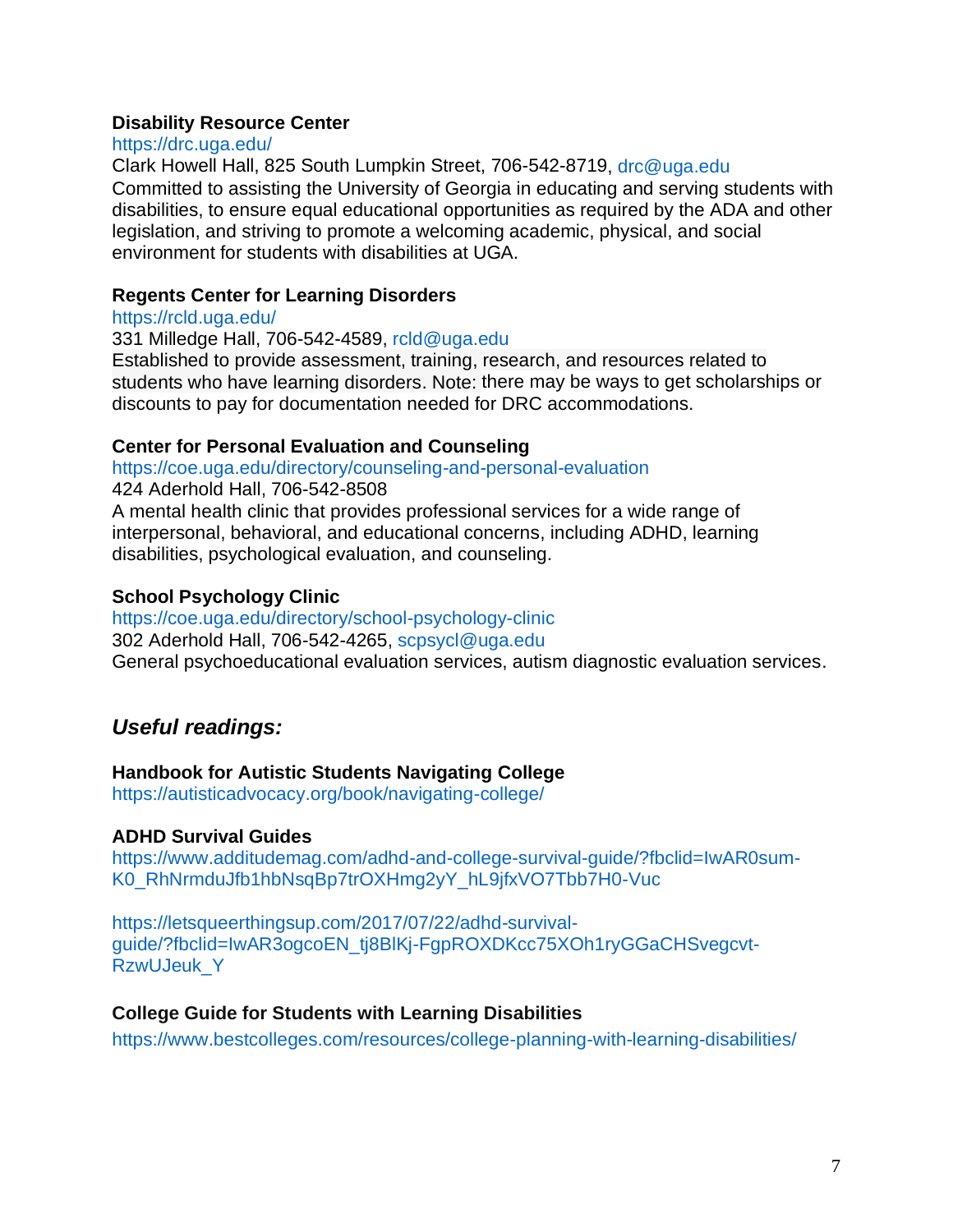**Disability Resource Center**
https://drc.uga.edu/
Clark Howell Hall, 825 South Lumpkin Street, 706-542-8719, drc@uga.edu
Committed to assisting the University of Georgia in educating and serving students with disabilities, to ensure equal educational opportunities as required by the ADA and other legislation, and striving to promote a welcoming academic, physical, and social environment for students with disabilities at UGA.

**Regents Center for Learning Disorders**
https://rcld.uga.edu/
331 Milledge Hall, 706-542-4589, rcld@uga.edu
Established to provide assessment, training, research, and resources related to students who have learning disorders. Note: there may be ways to get scholarships or discounts to pay for documentation needed for DRC accommodations.

**Center for Personal Evaluation and Counseling**
https://coe.uga.edu/directory/counseling-and-personal-evaluation
424 Aderhold Hall, 706-542-8508
A mental health clinic that provides professional services for a wide range of interpersonal, behavioral, and educational concerns, including ADHD, learning disabilities, psychological evaluation, and counseling.

**School Psychology Clinic**
https://coe.uga.edu/directory/school-psychology-clinic
302 Aderhold Hall, 706-542-4265, scpsycl@uga.edu
General psychoeducational evaluation services, autism diagnostic evaluation services.

## ***Useful readings:***

**Handbook for Autistic Students Navigating College**
https://autisticadvocacy.org/book/navigating-college/

**ADHD Survival Guides**
https://www.additudemag.com/adhd-and-college-survival-guide/?fbclid=IwAR0sum-K0_RhNrmduJfb1hbNsqBp7trOXHmg2yY_hL9jfxVO7Tbb7H0-Vuc

https://letsqueerthingsup.com/2017/07/22/adhd-survival-guide/?fbclid=IwAR3ogcoEN_tj8BlKj-FgpROXDKcc75XOh1ryGGaCHSvegcvt-RzwUJeuk_Y

**College Guide for Students with Learning Disabilities**
https://www.bestcolleges.com/resources/college-planning-with-learning-disabilities/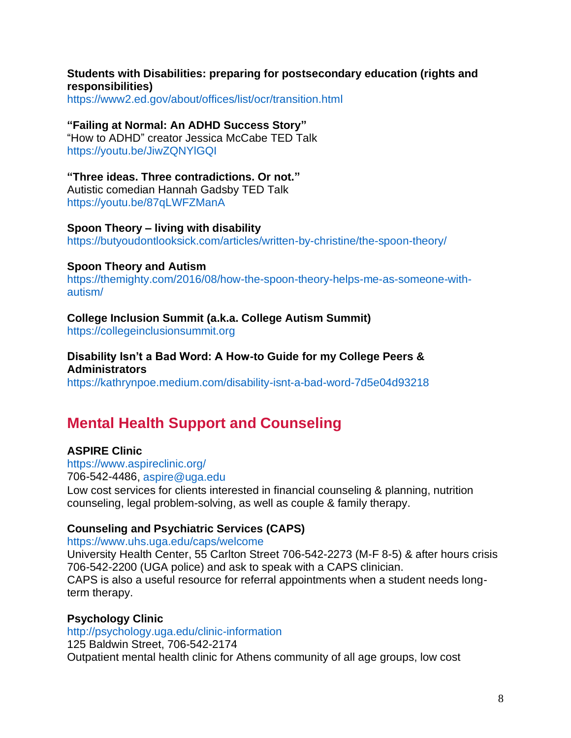**Students with Disabilities: preparing for postsecondary education (rights and responsibilities)**
https://www2.ed.gov/about/offices/list/ocr/transition.html

**"Failing at Normal: An ADHD Success Story"**
"How to ADHD" creator Jessica McCabe TED Talk
https://youtu.be/JiwZQNYlGQI

**"Three ideas. Three contradictions. Or not."**
Autistic comedian Hannah Gadsby TED Talk
https://youtu.be/87qLWFZManA

**Spoon Theory – living with disability**
https://butyoudontlooksick.com/articles/written-by-christine/the-spoon-theory/

**Spoon Theory and Autism**
https://themighty.com/2016/08/how-the-spoon-theory-helps-me-as-someone-with-autism/

**College Inclusion Summit (a.k.a. College Autism Summit)**
https://collegeinclusionsummit.org

**Disability Isn't a Bad Word: A How-to Guide for my College Peers & Administrators**
https://kathrynpoe.medium.com/disability-isnt-a-bad-word-7d5e04d93218

## Mental Health Support and Counseling

**ASPIRE Clinic**
https://www.aspireclinic.org/
706-542-4486, aspire@uga.edu
Low cost services for clients interested in financial counseling & planning, nutrition counseling, legal problem-solving, as well as couple & family therapy.

**Counseling and Psychiatric Services (CAPS)**
https://www.uhs.uga.edu/caps/welcome
University Health Center, 55 Carlton Street 706-542-2273 (M-F 8-5) & after hours crisis 706-542-2200 (UGA police) and ask to speak with a CAPS clinician.
CAPS is also a useful resource for referral appointments when a student needs long-term therapy.

**Psychology Clinic**
http://psychology.uga.edu/clinic-information
125 Baldwin Street, 706-542-2174
Outpatient mental health clinic for Athens community of all age groups, low cost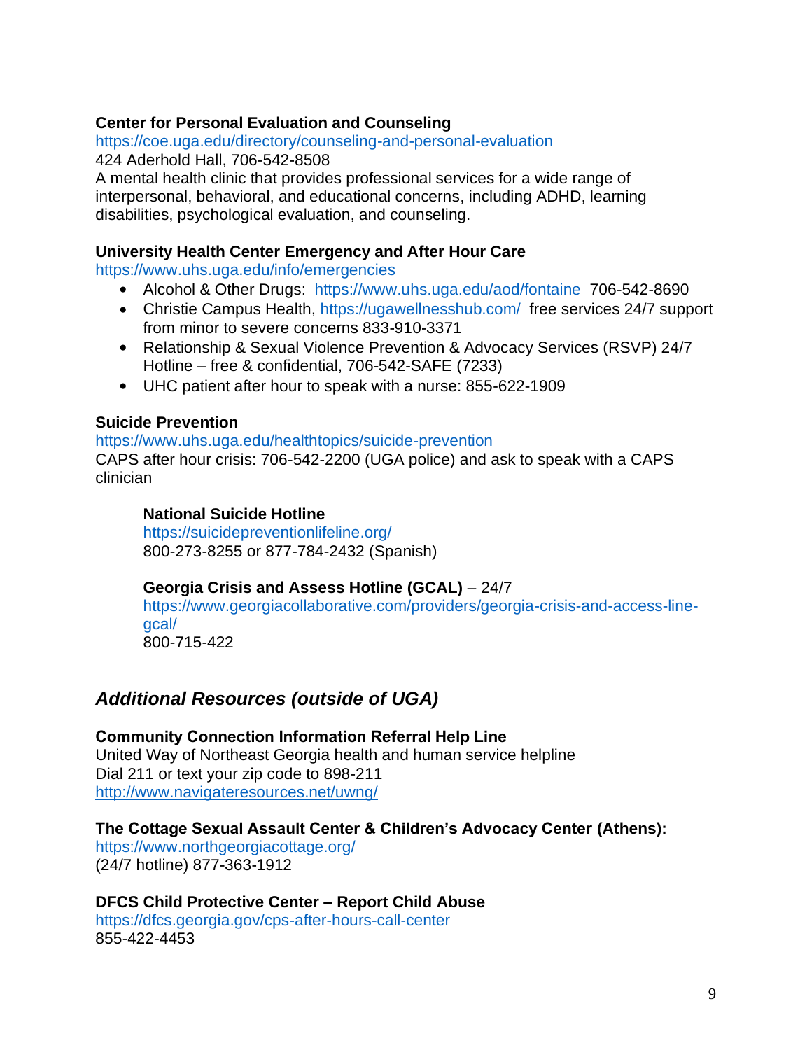**Center for Personal Evaluation and Counseling**
https://coe.uga.edu/directory/counseling-and-personal-evaluation
424 Aderhold Hall, 706-542-8508
A mental health clinic that provides professional services for a wide range of interpersonal, behavioral, and educational concerns, including ADHD, learning disabilities, psychological evaluation, and counseling.

**University Health Center Emergency and After Hour Care**
https://www.uhs.uga.edu/info/emergencies

- Alcohol & Other Drugs: https://www.uhs.uga.edu/aod/fontaine 706-542-8690
- Christie Campus Health, https://ugawellnesshub.com/ free services 24/7 support from minor to severe concerns 833-910-3371
- Relationship & Sexual Violence Prevention & Advocacy Services (RSVP) 24/7 Hotline – free & confidential, 706-542-SAFE (7233)
- UHC patient after hour to speak with a nurse: 855-622-1909

**Suicide Prevention**
https://www.uhs.uga.edu/healthtopics/suicide-prevention
CAPS after hour crisis: 706-542-2200 (UGA police) and ask to speak with a CAPS clinician

> **National Suicide Hotline**
> https://suicidepreventionlifeline.org/
> 800-273-8255 or 877-784-2432 (Spanish)
>
> **Georgia Crisis and Assess Hotline (GCAL)** – 24/7
> https://www.georgiacollaborative.com/providers/georgia-crisis-and-access-line-gcal/
> 800-715-422

## *Additional Resources (outside of UGA)*

**Community Connection Information Referral Help Line**
United Way of Northeast Georgia health and human service helpline
Dial 211 or text your zip code to 898-211
http://www.navigateresources.net/uwng/

**The Cottage Sexual Assault Center & Children's Advocacy Center (Athens):**
https://www.northgeorgiacottage.org/
(24/7 hotline) 877-363-1912

**DFCS Child Protective Center – Report Child Abuse**
https://dfcs.georgia.gov/cps-after-hours-call-center
855-422-4453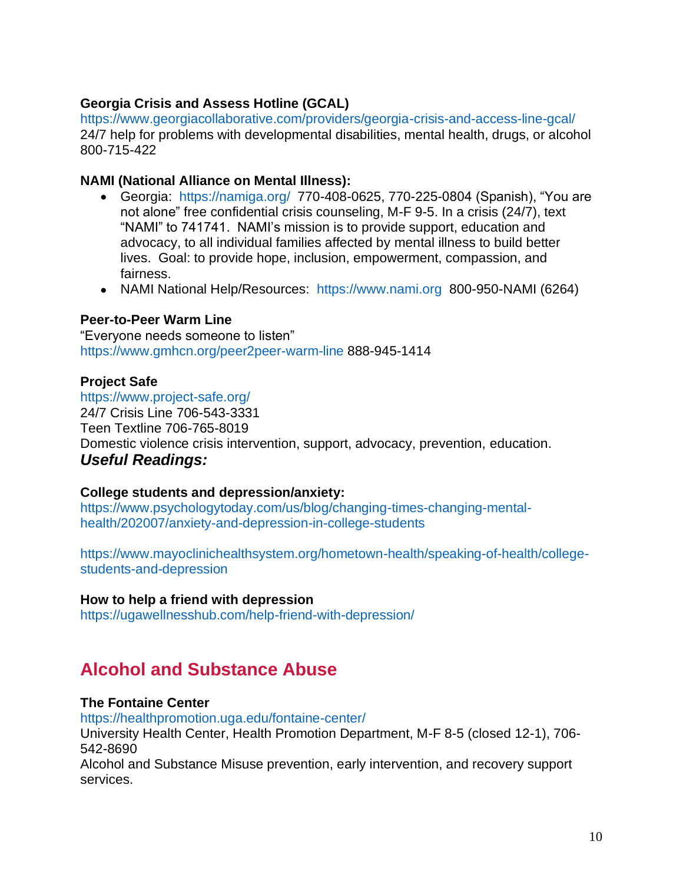**Georgia Crisis and Assess Hotline (GCAL)**
https://www.georgiacollaborative.com/providers/georgia-crisis-and-access-line-gcal/
24/7 help for problems with developmental disabilities, mental health, drugs, or alcohol
800-715-422

**NAMI (National Alliance on Mental Illness):**

- Georgia: https://namiga.org/ 770-408-0625, 770-225-0804 (Spanish), "You are not alone" free confidential crisis counseling, M-F 9-5. In a crisis (24/7), text "NAMI" to 741741. NAMI's mission is to provide support, education and advocacy, to all individual families affected by mental illness to build better lives. Goal: to provide hope, inclusion, empowerment, compassion, and fairness.
- NAMI National Help/Resources: https://www.nami.org 800-950-NAMI (6264)

**Peer-to-Peer Warm Line**
"Everyone needs someone to listen"
https://www.gmhcn.org/peer2peer-warm-line 888-945-1414

**Project Safe**
https://www.project-safe.org/
24/7 Crisis Line 706-543-3331
Teen Textline 706-765-8019
Domestic violence crisis intervention, support, advocacy, prevention, education.

### *Useful Readings:*

**College students and depression/anxiety:**
https://www.psychologytoday.com/us/blog/changing-times-changing-mental-health/202007/anxiety-and-depression-in-college-students

https://www.mayoclinichealthsystem.org/hometown-health/speaking-of-health/college-students-and-depression

**How to help a friend with depression**
https://ugawellnesshub.com/help-friend-with-depression/

## Alcohol and Substance Abuse

**The Fontaine Center**
https://healthpromotion.uga.edu/fontaine-center/
University Health Center, Health Promotion Department, M-F 8-5 (closed 12-1), 706-542-8690
Alcohol and Substance Misuse prevention, early intervention, and recovery support services.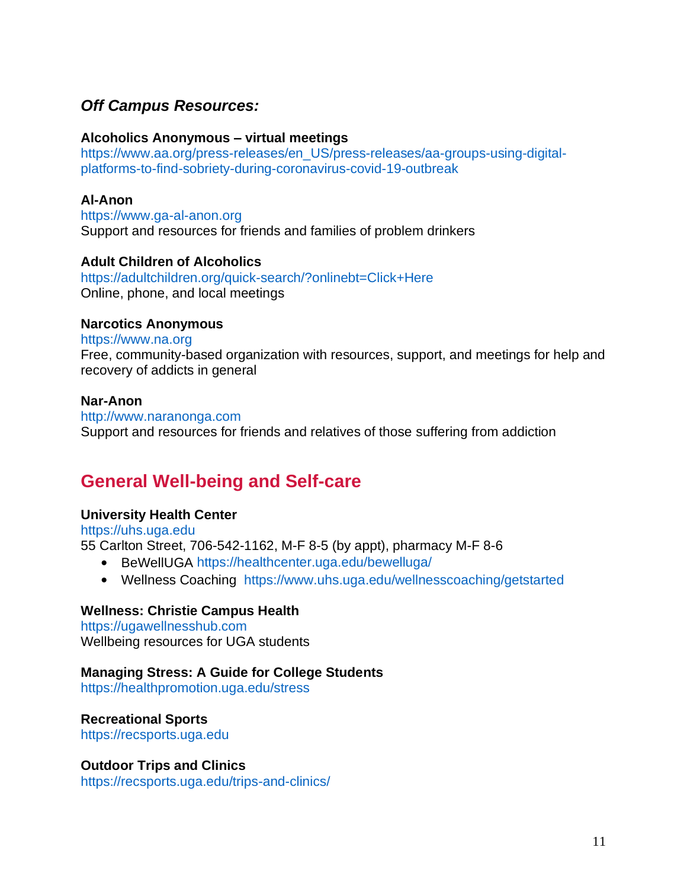### *Off Campus Resources:*

**Alcoholics Anonymous – virtual meetings**
https://www.aa.org/press-releases/en_US/press-releases/aa-groups-using-digital-platforms-to-find-sobriety-during-coronavirus-covid-19-outbreak

**Al-Anon**
https://www.ga-al-anon.org
Support and resources for friends and families of problem drinkers

**Adult Children of Alcoholics**
https://adultchildren.org/quick-search/?onlinebt=Click+Here
Online, phone, and local meetings

**Narcotics Anonymous**
https://www.na.org
Free, community-based organization with resources, support, and meetings for help and recovery of addicts in general

**Nar-Anon**
http://www.naranonga.com
Support and resources for friends and relatives of those suffering from addiction

## General Well-being and Self-care

**University Health Center**
https://uhs.uga.edu
55 Carlton Street, 706-542-1162, M-F 8-5 (by appt), pharmacy M-F 8-6

- BeWellUGA https://healthcenter.uga.edu/bewelluga/
- Wellness Coaching https://www.uhs.uga.edu/wellnesscoaching/getstarted

**Wellness: Christie Campus Health**
https://ugawellnesshub.com
Wellbeing resources for UGA students

**Managing Stress: A Guide for College Students**
https://healthpromotion.uga.edu/stress

**Recreational Sports**
https://recsports.uga.edu

**Outdoor Trips and Clinics**
https://recsports.uga.edu/trips-and-clinics/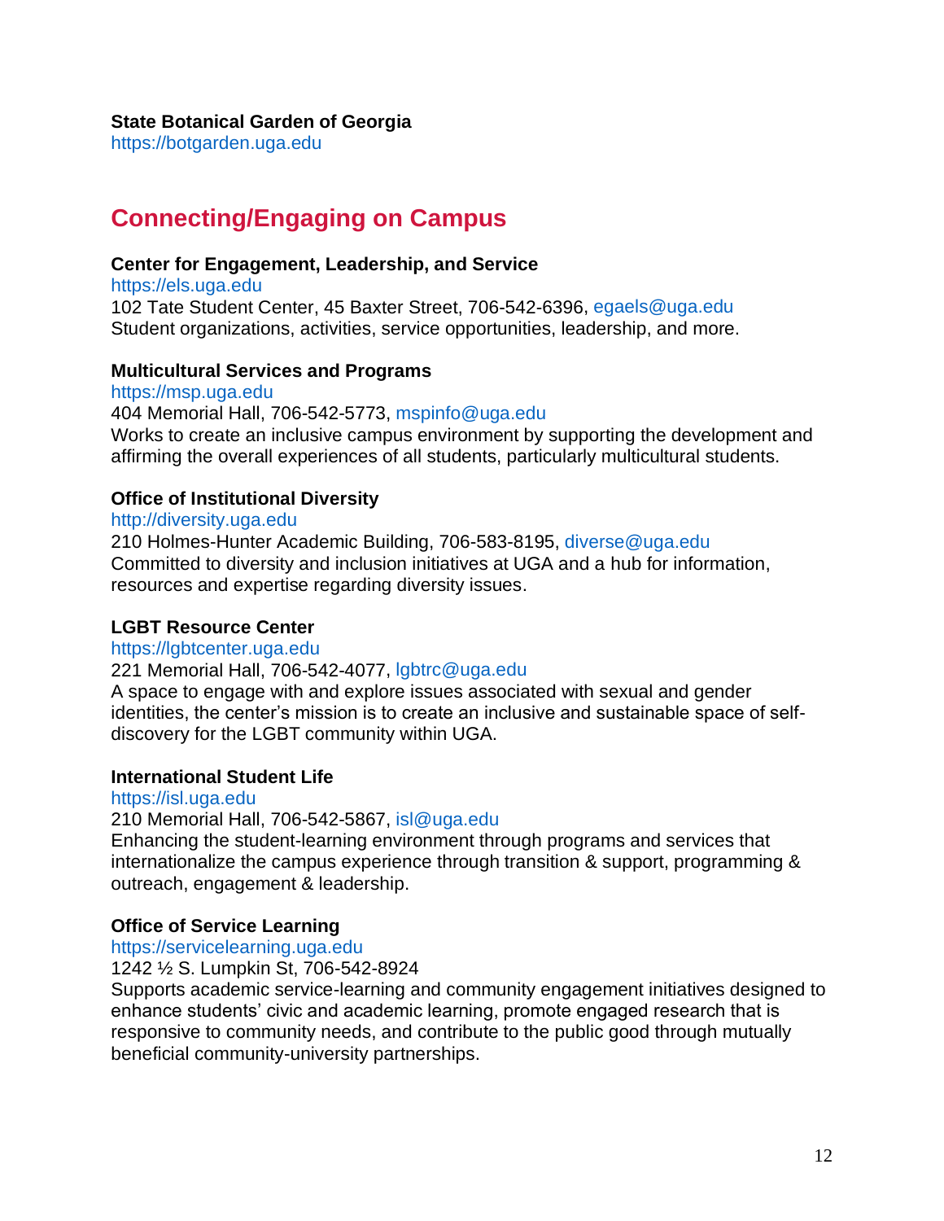**State Botanical Garden of Georgia**
https://botgarden.uga.edu

## Connecting/Engaging on Campus

**Center for Engagement, Leadership, and Service**
https://els.uga.edu
102 Tate Student Center, 45 Baxter Street, 706-542-6396, egaels@uga.edu
Student organizations, activities, service opportunities, leadership, and more.

**Multicultural Services and Programs**
https://msp.uga.edu
404 Memorial Hall, 706-542-5773, mspinfo@uga.edu
Works to create an inclusive campus environment by supporting the development and affirming the overall experiences of all students, particularly multicultural students.

**Office of Institutional Diversity**
http://diversity.uga.edu
210 Holmes-Hunter Academic Building, 706-583-8195, diverse@uga.edu
Committed to diversity and inclusion initiatives at UGA and a hub for information, resources and expertise regarding diversity issues.

**LGBT Resource Center**
https://lgbtcenter.uga.edu
221 Memorial Hall, 706-542-4077, lgbtrc@uga.edu
A space to engage with and explore issues associated with sexual and gender identities, the center's mission is to create an inclusive and sustainable space of self-discovery for the LGBT community within UGA.

**International Student Life**
https://isl.uga.edu
210 Memorial Hall, 706-542-5867, isl@uga.edu
Enhancing the student-learning environment through programs and services that internationalize the campus experience through transition & support, programming & outreach, engagement & leadership.

**Office of Service Learning**
https://servicelearning.uga.edu
1242 ½ S. Lumpkin St, 706-542-8924
Supports academic service-learning and community engagement initiatives designed to enhance students' civic and academic learning, promote engaged research that is responsive to community needs, and contribute to the public good through mutually beneficial community-university partnerships.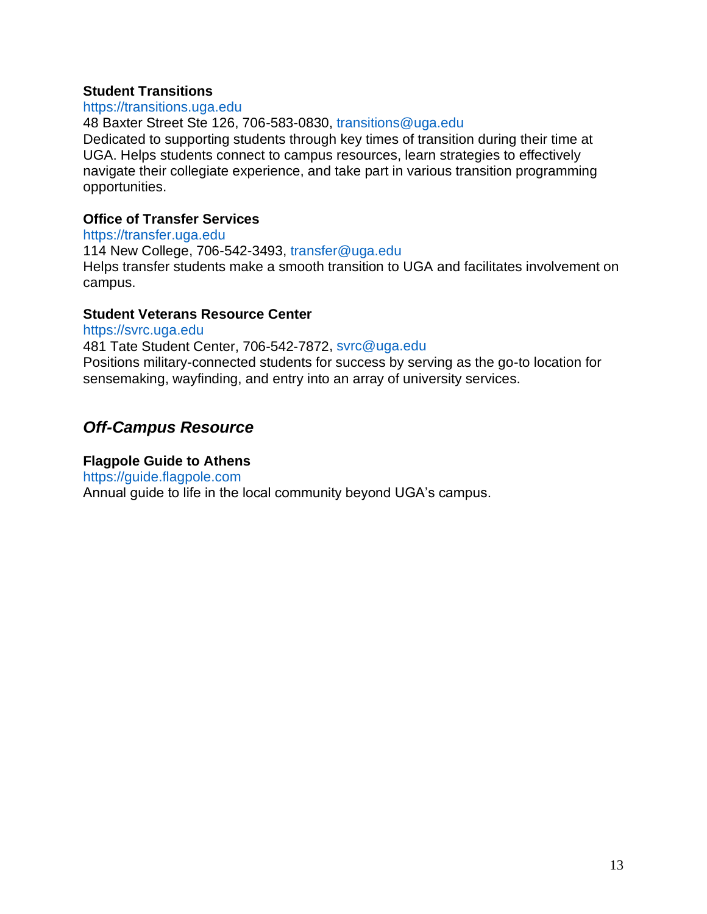**Student Transitions**
https://transitions.uga.edu
48 Baxter Street Ste 126, 706-583-0830, transitions@uga.edu
Dedicated to supporting students through key times of transition during their time at UGA. Helps students connect to campus resources, learn strategies to effectively navigate their collegiate experience, and take part in various transition programming opportunities.

**Office of Transfer Services**
https://transfer.uga.edu
114 New College, 706-542-3493, transfer@uga.edu
Helps transfer students make a smooth transition to UGA and facilitates involvement on campus.

**Student Veterans Resource Center**
https://svrc.uga.edu
481 Tate Student Center, 706-542-7872, svrc@uga.edu
Positions military-connected students for success by serving as the go-to location for sensemaking, wayfinding, and entry into an array of university services.

## *Off-Campus Resource*

**Flagpole Guide to Athens**
https://guide.flagpole.com
Annual guide to life in the local community beyond UGA's campus.